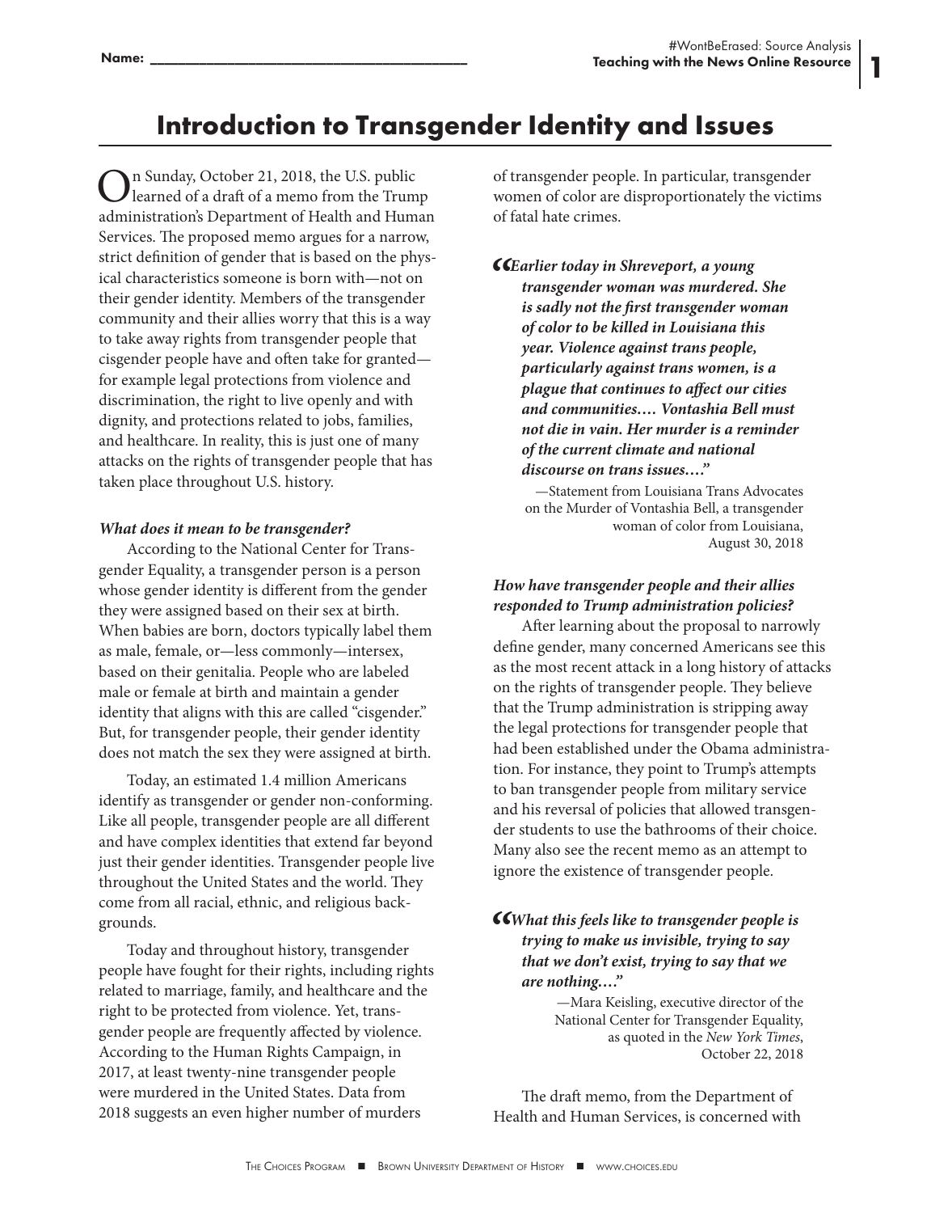Name: ________________________________________

# Introduction to Transgender Identity and Issues

On Sunday, October 21, 2018, the U.S. public learned of a draft of a memo from the Trump administration's Department of Health and Human Services. The proposed memo argues for a narrow, strict definition of gender that is based on the physical characteristics someone is born with—not on their gender identity. Members of the transgender community and their allies worry that this is a way to take away rights from transgender people that cisgender people have and often take for granted—for example legal protections from violence and discrimination, the right to live openly and with dignity, and protections related to jobs, families, and healthcare. In reality, this is just one of many attacks on the rights of transgender people that has taken place throughout U.S. history.

***What does it mean to be transgender?***

According to the National Center for Transgender Equality, a transgender person is a person whose gender identity is different from the gender they were assigned based on their sex at birth. When babies are born, doctors typically label them as male, female, or—less commonly—intersex, based on their genitalia. People who are labeled male or female at birth and maintain a gender identity that aligns with this are called "cisgender." But, for transgender people, their gender identity does not match the sex they were assigned at birth.

Today, an estimated 1.4 million Americans identify as transgender or gender non-conforming. Like all people, transgender people are all different and have complex identities that extend far beyond just their gender identities. Transgender people live throughout the United States and the world. They come from all racial, ethnic, and religious backgrounds.

Today and throughout history, transgender people have fought for their rights, including rights related to marriage, family, and healthcare and the right to be protected from violence. Yet, transgender people are frequently affected by violence. According to the Human Rights Campaign, in 2017, at least twenty-nine transgender people were murdered in the United States. Data from 2018 suggests an even higher number of murders of transgender people. In particular, transgender women of color are disproportionately the victims of fatal hate crimes.

> ***"Earlier today in Shreveport, a young transgender woman was murdered. She is sadly not the first transgender woman of color to be killed in Louisiana this year. Violence against trans people, particularly against trans women, is a plague that continues to affect our cities and communities.… Vontashia Bell must not die in vain. Her murder is a reminder of the current climate and national discourse on trans issues.…"***
>
> —Statement from Louisiana Trans Advocates on the Murder of Vontashia Bell, a transgender woman of color from Louisiana, August 30, 2018

***How have transgender people and their allies responded to Trump administration policies?***

After learning about the proposal to narrowly define gender, many concerned Americans see this as the most recent attack in a long history of attacks on the rights of transgender people. They believe that the Trump administration is stripping away the legal protections for transgender people that had been established under the Obama administration. For instance, they point to Trump's attempts to ban transgender people from military service and his reversal of policies that allowed transgender students to use the bathrooms of their choice. Many also see the recent memo as an attempt to ignore the existence of transgender people.

> ***"What this feels like to transgender people is trying to make us invisible, trying to say that we don't exist, trying to say that we are nothing.…"***
>
> —Mara Keisling, executive director of the National Center for Transgender Equality, as quoted in the *New York Times*, October 22, 2018

The draft memo, from the Department of Health and Human Services, is concerned with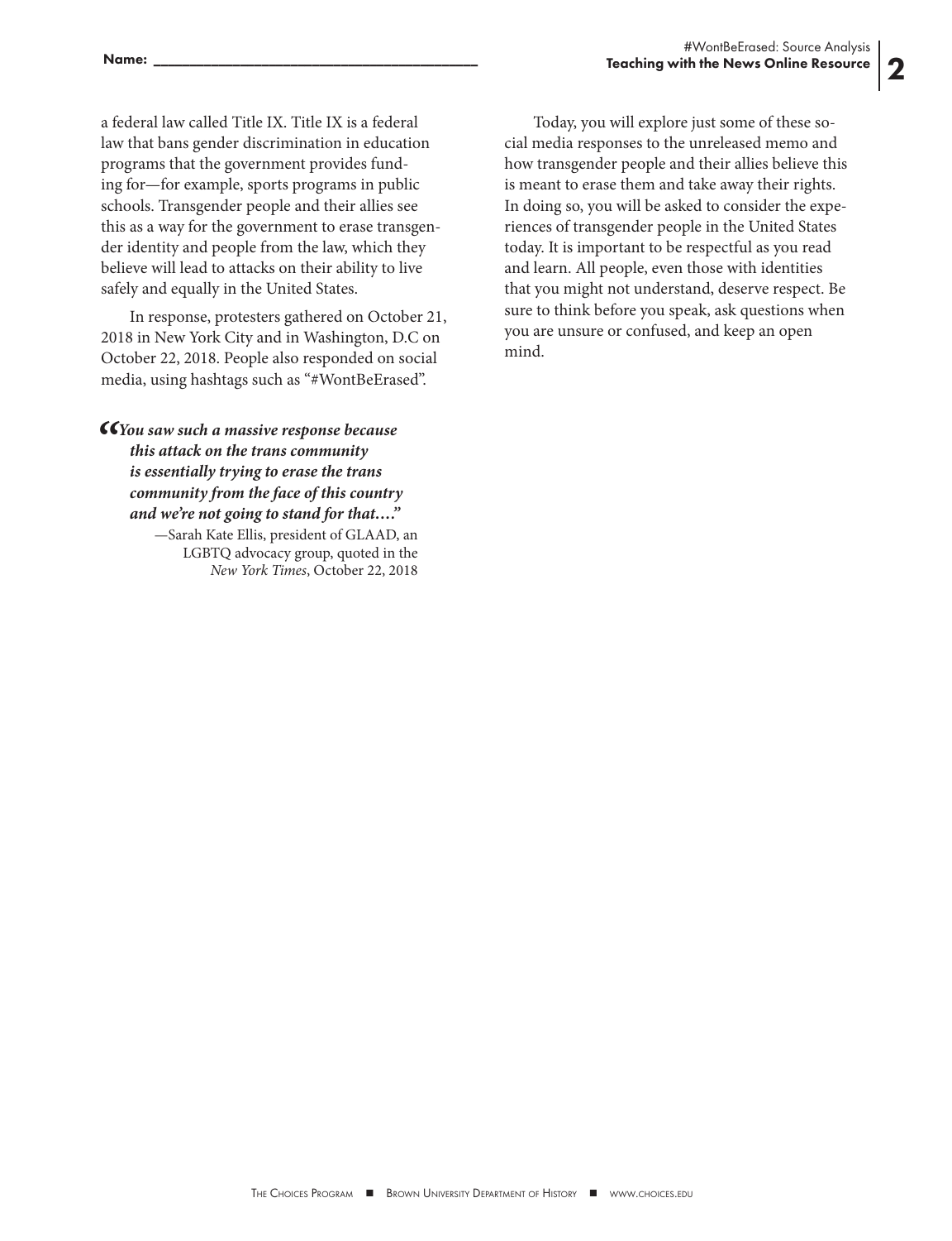a federal law called Title IX. Title IX is a federal law that bans gender discrimination in education programs that the government provides funding for—for example, sports programs in public schools. Transgender people and their allies see this as a way for the government to erase transgender identity and people from the law, which they believe will lead to attacks on their ability to live safely and equally in the United States.

In response, protesters gathered on October 21, 2018 in New York City and in Washington, D.C on October 22, 2018. People also responded on social media, using hashtags such as "#WontBeErased".

> ***"You saw such a massive response because this attack on the trans community is essentially trying to erase the trans community from the face of this country and we're not going to stand for that…."***
>
> —Sarah Kate Ellis, president of GLAAD, an LGBTQ advocacy group, quoted in the *New York Times*, October 22, 2018

Today, you will explore just some of these social media responses to the unreleased memo and how transgender people and their allies believe this is meant to erase them and take away their rights. In doing so, you will be asked to consider the experiences of transgender people in the United States today. It is important to be respectful as you read and learn. All people, even those with identities that you might not understand, deserve respect. Be sure to think before you speak, ask questions when you are unsure or confused, and keep an open mind.